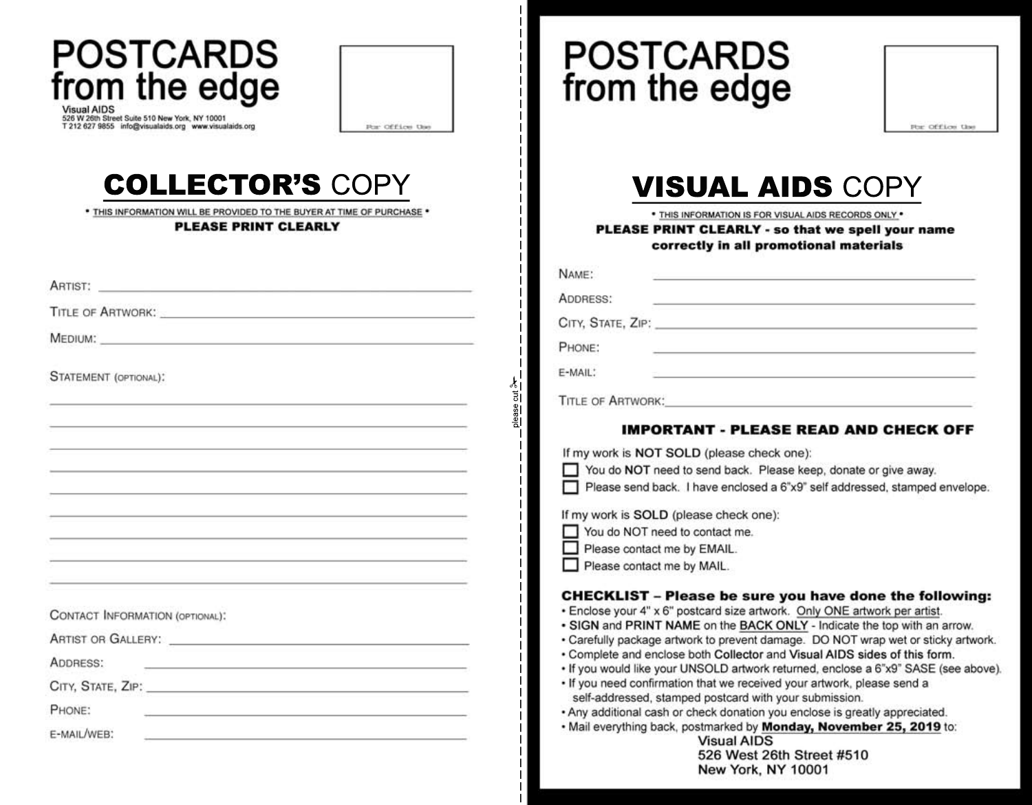# POSTCARDS from the edge

Visual AIDS
526 W 26th Street Suite 510 New York, NY 10001
T 212 627 9855 info@visualaids.org www.visualaids.org

For Office Use

## COLLECTOR'S COPY

• THIS INFORMATION WILL BE PROVIDED TO THE BUYER AT TIME OF PURCHASE •

**PLEASE PRINT CLEARLY**

ARTIST: ______________________________

TITLE OF ARTWORK: ______________________________

MEDIUM: ______________________________

STATEMENT (OPTIONAL):

______________________________
______________________________
______________________________
______________________________
______________________________
______________________________
______________________________
______________________________
______________________________

CONTACT INFORMATION (OPTIONAL):

ARTIST OR GALLERY: ______________________________

ADDRESS: ______________________________

CITY, STATE, ZIP: ______________________________

PHONE: ______________________________

E-MAIL/WEB: ______________________________

please cut ✂

# POSTCARDS from the edge

For Office Use

## VISUAL AIDS COPY

• THIS INFORMATION IS FOR VISUAL AIDS RECORDS ONLY •

**PLEASE PRINT CLEARLY - so that we spell your name correctly in all promotional materials**

NAME: ______________________________

ADDRESS: ______________________________

CITY, STATE, ZIP: ______________________________

PHONE: ______________________________

E-MAIL: ______________________________

TITLE OF ARTWORK: ______________________________

### IMPORTANT - PLEASE READ AND CHECK OFF

If my work is **NOT SOLD** (please check one):

- ☐ You do **NOT** need to send back. Please keep, donate or give away.
- ☐ Please send back. I have enclosed a 6"x9" self addressed, stamped envelope.

If my work is **SOLD** (please check one):

- ☐ You do NOT need to contact me.
- ☐ Please contact me by EMAIL.
- ☐ Please contact me by MAIL.

### CHECKLIST – Please be sure you have done the following:

- Enclose your 4" x 6" postcard size artwork. Only ONE artwork per artist.
- **SIGN** and **PRINT NAME** on the BACK ONLY - Indicate the top with an arrow.
- Carefully package artwork to prevent damage. DO NOT wrap wet or sticky artwork.
- Complete and enclose both **Collector** and **Visual AIDS** sides of this form.
- If you would like your UNSOLD artwork returned, enclose a 6"x9" SASE (see above).
- If you need confirmation that we received your artwork, please send a self-addressed, stamped postcard with your submission.
- Any additional cash or check donation you enclose is greatly appreciated.
- Mail everything back, postmarked by **Monday, November 25, 2019** to:

Visual AIDS
526 West 26th Street #510
New York, NY 10001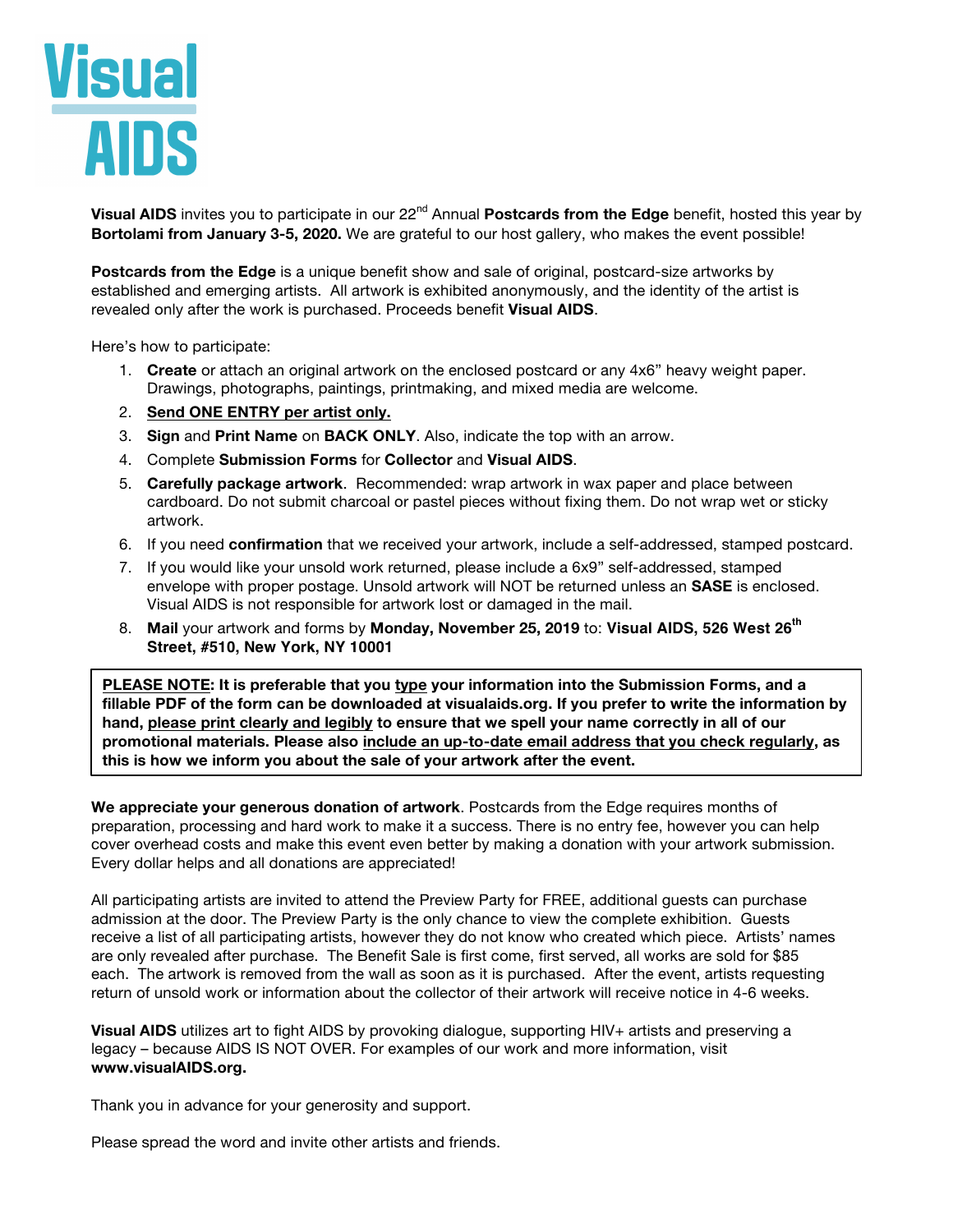# Visual AIDS

**Visual AIDS** invites you to participate in our 22nd Annual **Postcards from the Edge** benefit, hosted this year by **Bortolami from January 3-5, 2020.** We are grateful to our host gallery, who makes the event possible!

**Postcards from the Edge** is a unique benefit show and sale of original, postcard-size artworks by established and emerging artists. All artwork is exhibited anonymously, and the identity of the artist is revealed only after the work is purchased. Proceeds benefit **Visual AIDS**.

Here's how to participate:

1. **Create** or attach an original artwork on the enclosed postcard or any 4x6" heavy weight paper. Drawings, photographs, paintings, printmaking, and mixed media are welcome.
2. **Send ONE ENTRY per artist only.**
3. **Sign** and **Print Name** on **BACK ONLY**. Also, indicate the top with an arrow.
4. Complete **Submission Forms** for **Collector** and **Visual AIDS**.
5. **Carefully package artwork**. Recommended: wrap artwork in wax paper and place between cardboard. Do not submit charcoal or pastel pieces without fixing them. Do not wrap wet or sticky artwork.
6. If you need **confirmation** that we received your artwork, include a self-addressed, stamped postcard.
7. If you would like your unsold work returned, please include a 6x9" self-addressed, stamped envelope with proper postage. Unsold artwork will NOT be returned unless an **SASE** is enclosed. Visual AIDS is not responsible for artwork lost or damaged in the mail.
8. **Mail** your artwork and forms by **Monday, November 25, 2019** to: **Visual AIDS, 526 West 26th Street, #510, New York, NY 10001**

**PLEASE NOTE: It is preferable that you type your information into the Submission Forms, and a fillable PDF of the form can be downloaded at visualaids.org. If you prefer to write the information by hand, please print clearly and legibly to ensure that we spell your name correctly in all of our promotional materials. Please also include an up-to-date email address that you check regularly, as this is how we inform you about the sale of your artwork after the event.**

**We appreciate your generous donation of artwork**. Postcards from the Edge requires months of preparation, processing and hard work to make it a success. There is no entry fee, however you can help cover overhead costs and make this event even better by making a donation with your artwork submission. Every dollar helps and all donations are appreciated!

All participating artists are invited to attend the Preview Party for FREE, additional guests can purchase admission at the door. The Preview Party is the only chance to view the complete exhibition. Guests receive a list of all participating artists, however they do not know who created which piece. Artists' names are only revealed after purchase. The Benefit Sale is first come, first served, all works are sold for $85 each. The artwork is removed from the wall as soon as it is purchased. After the event, artists requesting return of unsold work or information about the collector of their artwork will receive notice in 4-6 weeks.

**Visual AIDS** utilizes art to fight AIDS by provoking dialogue, supporting HIV+ artists and preserving a legacy – because AIDS IS NOT OVER. For examples of our work and more information, visit **www.visualAIDS.org.**

Thank you in advance for your generosity and support.

Please spread the word and invite other artists and friends.